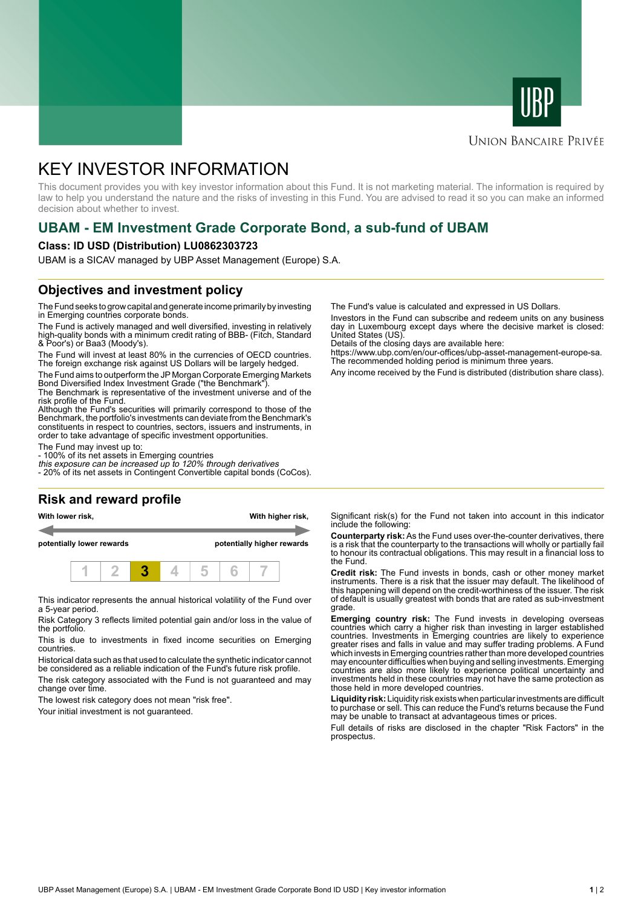# KEY INVESTOR INFORMATION

This document provides you with key investor information about this Fund. It is not marketing material. The information is required by law to help you understand the nature and the risks of investing in this Fund. You are advised to read it so you can make an informed decision about whether to invest.

## UBAM - EM Investment Grade Corporate Bond, a sub-fund of UBAM

**Class: ID USD (Distribution) LU0862303723**

UBAM is a SICAV managed by UBP Asset Management (Europe) S.A.

## Objectives and investment policy

The Fund seeks to grow capital and generate income primarily by investing in Emerging countries corporate bonds.

The Fund is actively managed and well diversified, investing in relatively high-quality bonds with a minimum credit rating of BBB- (Fitch, Standard & Poor's) or Baa3 (Moody's).

The Fund will invest at least 80% in the currencies of OECD countries. The foreign exchange risk against US Dollars will be largely hedged.

The Fund aims to outperform the JP Morgan Corporate Emerging Markets Bond Diversified Index Investment Grade ("the Benchmark").
The Benchmark is representative of the investment universe and of the risk profile of the Fund.
Although the Fund's securities will primarily correspond to those of the Benchmark, the portfolio's investments can deviate from the Benchmark's constituents in respect to countries, sectors, issuers and instruments, in order to take advantage of specific investment opportunities.

The Fund may invest up to:
- 100% of its net assets in Emerging countries
*this exposure can be increased up to 120% through derivatives*
- 20% of its net assets in Contingent Convertible capital bonds (CoCos).

The Fund's value is calculated and expressed in US Dollars.

Investors in the Fund can subscribe and redeem units on any business day in Luxembourg except days where the decisive market is closed: United States (US).
Details of the closing days are available here:
https://www.ubp.com/en/our-offices/ubp-asset-management-europe-sa.
The recommended holding period is minimum three years.

Any income received by the Fund is distributed (distribution share class).

## Risk and reward profile

**With lower risk,** — **With higher risk,**

**potentially lower rewards** — **potentially higher rewards**

| 1 | 2 | **3** | 4 | 5 | 6 | 7 |
|---|---|---|---|---|---|---|

This indicator represents the annual historical volatility of the Fund over a 5-year period.

Risk Category 3 reflects limited potential gain and/or loss in the value of the portfolio.

This is due to investments in fixed income securities on Emerging countries.

Historical data such as that used to calculate the synthetic indicator cannot be considered as a reliable indication of the Fund's future risk profile.

The risk category associated with the Fund is not guaranteed and may change over time.

The lowest risk category does not mean "risk free".

Your initial investment is not guaranteed.

Significant risk(s) for the Fund not taken into account in this indicator include the following:

**Counterparty risk:** As the Fund uses over-the-counter derivatives, there is a risk that the counterparty to the transactions will wholly or partially fail to honour its contractual obligations. This may result in a financial loss to the Fund.

**Credit risk:** The Fund invests in bonds, cash or other money market instruments. There is a risk that the issuer may default. The likelihood of this happening will depend on the credit-worthiness of the issuer. The risk of default is usually greatest with bonds that are rated as sub-investment grade.

**Emerging country risk:** The Fund invests in developing overseas countries which carry a higher risk than investing in larger established countries. Investments in Emerging countries are likely to experience greater rises and falls in value and may suffer trading problems. A Fund which invests in Emerging countries rather than more developed countries may encounter difficulties when buying and selling investments. Emerging countries are also more likely to experience political uncertainty and investments held in these countries may not have the same protection as those held in more developed countries.

**Liquidity risk:** Liquidity risk exists when particular investments are difficult to purchase or sell. This can reduce the Fund's returns because the Fund may be unable to transact at advantageous times or prices.

Full details of risks are disclosed in the chapter "Risk Factors" in the prospectus.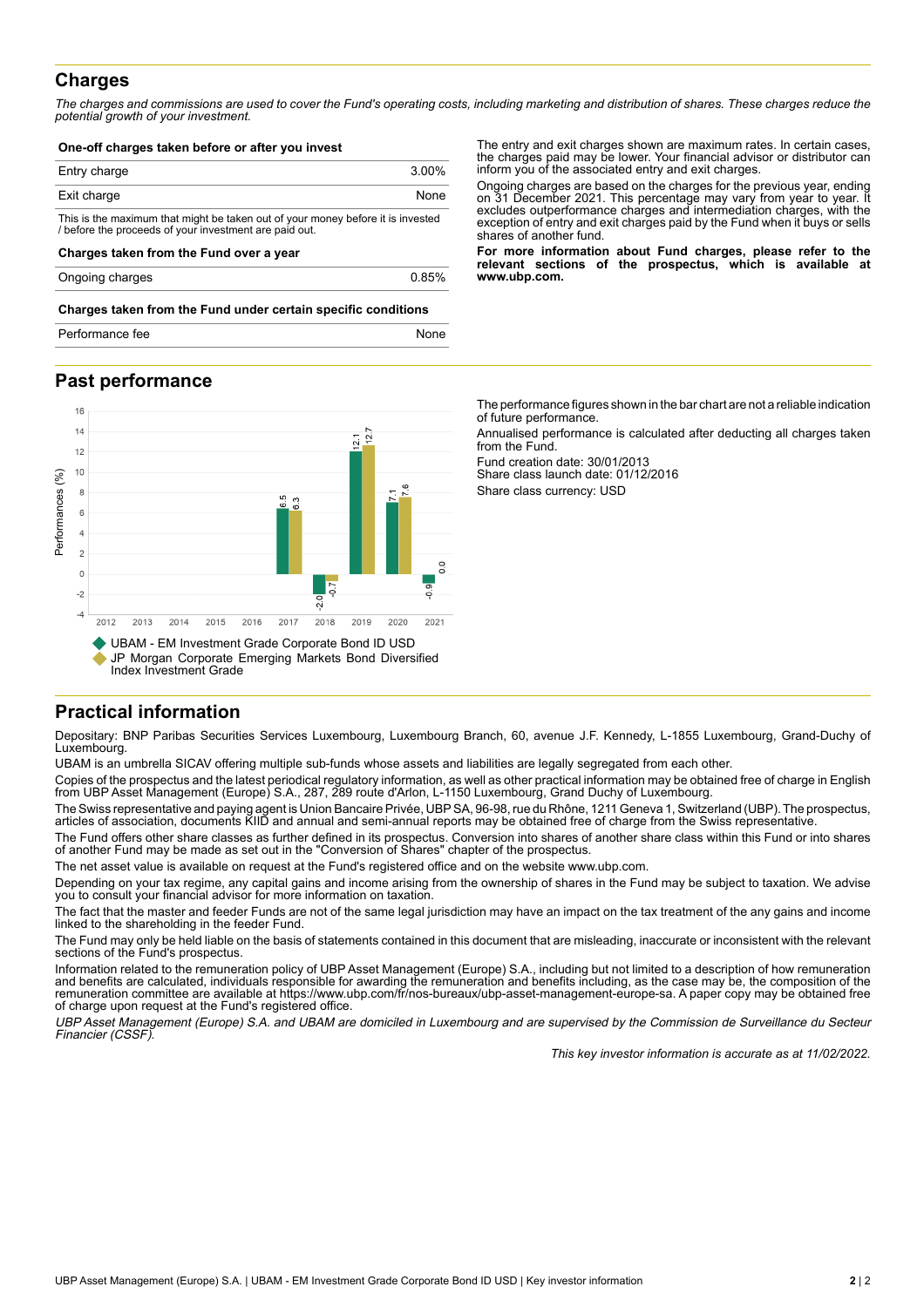## Charges

*The charges and commissions are used to cover the Fund's operating costs, including marketing and distribution of shares. These charges reduce the potential growth of your investment.*

| One-off charges taken before or after you invest | |
|---|---|
| Entry charge | 3.00% |
| Exit charge | None |

This is the maximum that might be taken out of your money before it is invested / before the proceeds of your investment are paid out.

| Charges taken from the Fund over a year | |
|---|---|
| Ongoing charges | 0.85% |

| Charges taken from the Fund under certain specific conditions | |
|---|---|
| Performance fee | None |

The entry and exit charges shown are maximum rates. In certain cases, the charges paid may be lower. Your financial advisor or distributor can inform you of the associated entry and exit charges.

Ongoing charges are based on the charges for the previous year, ending on 31 December 2021. This percentage may vary from year to year. It excludes outperformance charges and intermediation charges, with the exception of entry and exit charges paid by the Fund when it buys or sells shares of another fund.

**For more information about Fund charges, please refer to the relevant sections of the prospectus, which is available at www.ubp.com.**

## Past performance

Performances (%)

16
14
12
10
8
6
4
2
0
-2
-4

2012 2013 2014 2015 2016 2017 2018 2019 2020 2021

6.5 6.3
-2.0 -0.7
12.1 12.7
7.1 7.6
-0.9 0.0

UBAM - EM Investment Grade Corporate Bond ID USD
JP Morgan Corporate Emerging Markets Bond Diversified Index Investment Grade

The performance figures shown in the bar chart are not a reliable indication of future performance.

Annualised performance is calculated after deducting all charges taken from the Fund.

Fund creation date: 30/01/2013
Share class launch date: 01/12/2016
Share class currency: USD

## Practical information

Depositary: BNP Paribas Securities Services Luxembourg, Luxembourg Branch, 60, avenue J.F. Kennedy, L-1855 Luxembourg, Grand-Duchy of Luxembourg.

UBAM is an umbrella SICAV offering multiple sub-funds whose assets and liabilities are legally segregated from each other.

Copies of the prospectus and the latest periodical regulatory information, as well as other practical information may be obtained free of charge in English from UBP Asset Management (Europe) S.A., 287, 289 route d'Arlon, L-1150 Luxembourg, Grand Duchy of Luxembourg.

The Swiss representative and paying agent is Union Bancaire Privée, UBP SA, 96-98, rue du Rhône, 1211 Geneva 1, Switzerland (UBP). The prospectus, articles of association, documents KIID and annual and semi-annual reports may be obtained free of charge from the Swiss representative.

The Fund offers other share classes as further defined in its prospectus. Conversion into shares of another share class within this Fund or into shares of another Fund may be made as set out in the "Conversion of Shares" chapter of the prospectus.

The net asset value is available on request at the Fund's registered office and on the website www.ubp.com.

Depending on your tax regime, any capital gains and income arising from the ownership of shares in the Fund may be subject to taxation. We advise you to consult your financial advisor for more information on taxation.

The fact that the master and feeder Funds are not of the same legal jurisdiction may have an impact on the tax treatment of the any gains and income linked to the shareholding in the feeder Fund.

The Fund may only be held liable on the basis of statements contained in this document that are misleading, inaccurate or inconsistent with the relevant sections of the Fund's prospectus.

Information related to the remuneration policy of UBP Asset Management (Europe) S.A., including but not limited to a description of how remuneration and benefits are calculated, individuals responsible for awarding the remuneration and benefits including, as the case may be, the composition of the remuneration committee are available at https://www.ubp.com/fr/nos-bureaux/ubp-asset-management-europe-sa. A paper copy may be obtained free of charge upon request at the Fund's registered office.

*UBP Asset Management (Europe) S.A. and UBAM are domiciled in Luxembourg and are supervised by the Commission de Surveillance du Secteur Financier (CSSF).*

*This key investor information is accurate as at 11/02/2022.*